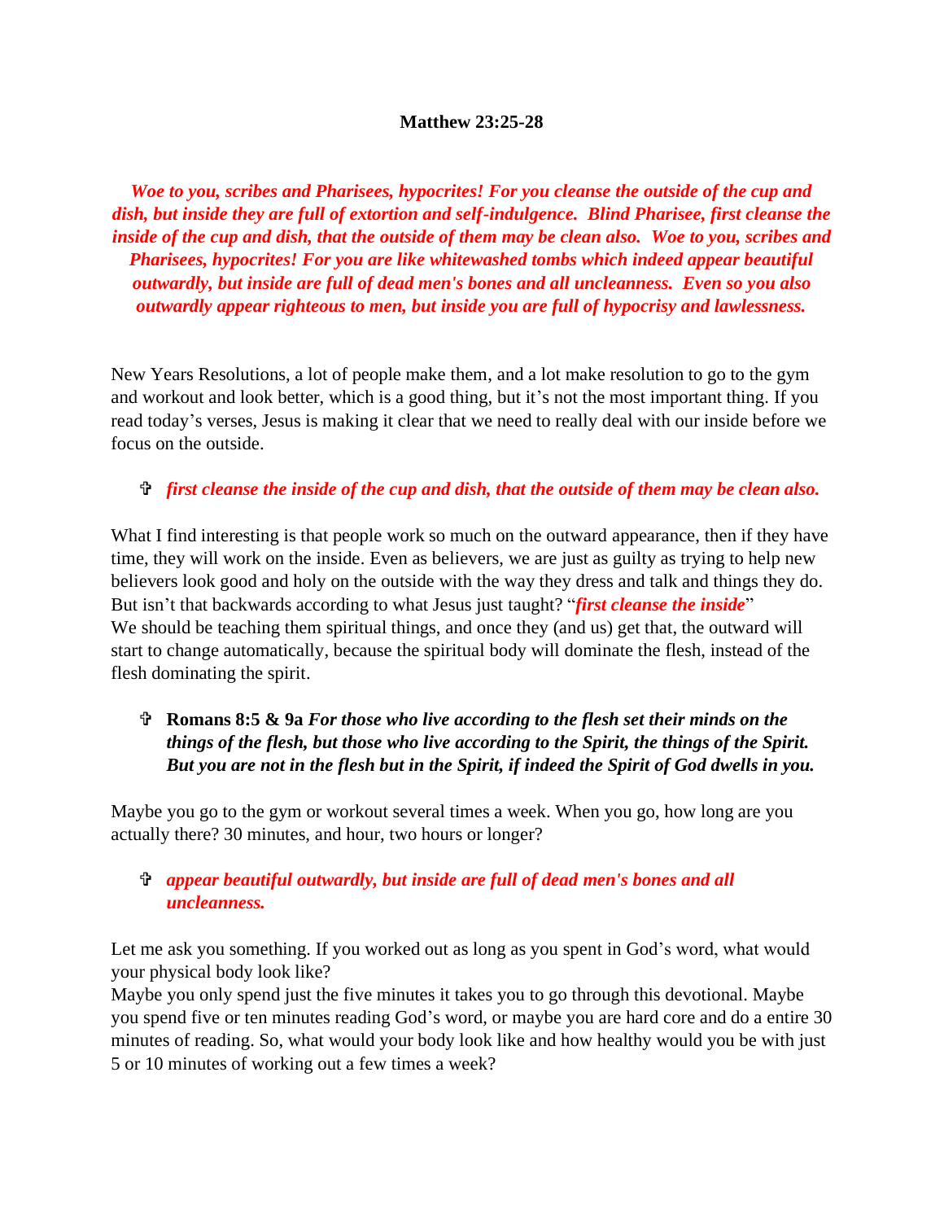**Matthew 23:25-28**

***Woe to you, scribes and Pharisees, hypocrites! For you cleanse the outside of the cup and dish, but inside they are full of extortion and self-indulgence. Blind Pharisee, first cleanse the inside of the cup and dish, that the outside of them may be clean also. Woe to you, scribes and Pharisees, hypocrites! For you are like whitewashed tombs which indeed appear beautiful outwardly, but inside are full of dead men's bones and all uncleanness. Even so you also outwardly appear righteous to men, but inside you are full of hypocrisy and lawlessness.***

New Years Resolutions, a lot of people make them, and a lot make resolution to go to the gym and workout and look better, which is a good thing, but it's not the most important thing. If you read today's verses, Jesus is making it clear that we need to really deal with our inside before we focus on the outside.

- ***first cleanse the inside of the cup and dish, that the outside of them may be clean also.***

What I find interesting is that people work so much on the outward appearance, then if they have time, they will work on the inside. Even as believers, we are just as guilty as trying to help new believers look good and holy on the outside with the way they dress and talk and things they do. But isn't that backwards according to what Jesus just taught? "***first cleanse the inside***"
We should be teaching them spiritual things, and once they (and us) get that, the outward will start to change automatically, because the spiritual body will dominate the flesh, instead of the flesh dominating the spirit.

- **Romans 8:5 & 9a** ***For those who live according to the flesh set their minds on the things of the flesh, but those who live according to the Spirit, the things of the Spirit. But you are not in the flesh but in the Spirit, if indeed the Spirit of God dwells in you.***

Maybe you go to the gym or workout several times a week. When you go, how long are you actually there? 30 minutes, and hour, two hours or longer?

- ***appear beautiful outwardly, but inside are full of dead men's bones and all uncleanness.***

Let me ask you something. If you worked out as long as you spent in God's word, what would your physical body look like?
Maybe you only spend just the five minutes it takes you to go through this devotional. Maybe you spend five or ten minutes reading God's word, or maybe you are hard core and do a entire 30 minutes of reading. So, what would your body look like and how healthy would you be with just 5 or 10 minutes of working out a few times a week?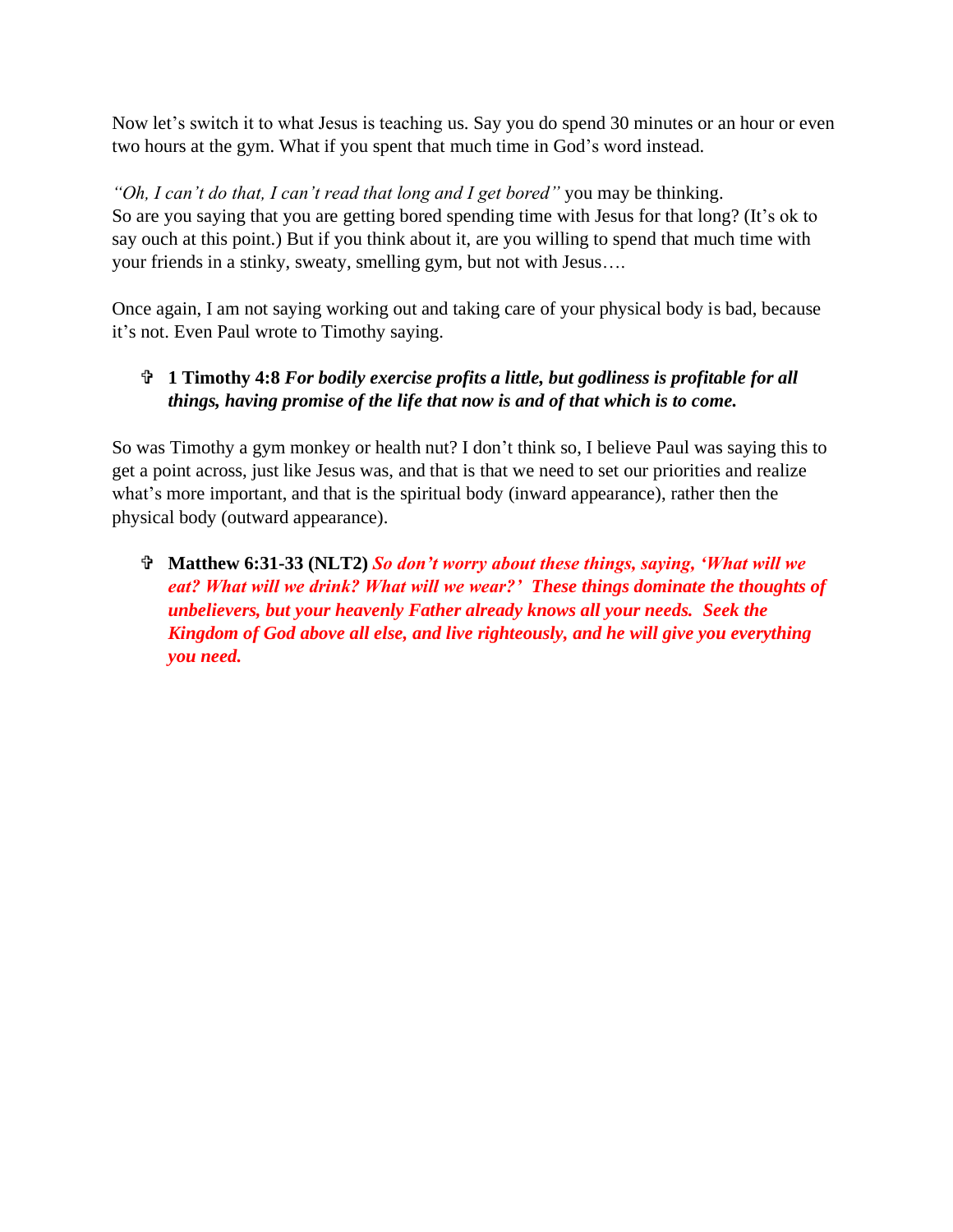Now let's switch it to what Jesus is teaching us. Say you do spend 30 minutes or an hour or even two hours at the gym. What if you spent that much time in God's word instead.

*"Oh, I can't do that, I can't read that long and I get bored"* you may be thinking.
So are you saying that you are getting bored spending time with Jesus for that long? (It's ok to say ouch at this point.) But if you think about it, are you willing to spend that much time with your friends in a stinky, sweaty, smelling gym, but not with Jesus….

Once again, I am not saying working out and taking care of your physical body is bad, because it's not. Even Paul wrote to Timothy saying.

- ✞ **1 Timothy 4:8** ***For bodily exercise profits a little, but godliness is profitable for all things, having promise of the life that now is and of that which is to come.***

So was Timothy a gym monkey or health nut? I don't think so, I believe Paul was saying this to get a point across, just like Jesus was, and that is that we need to set our priorities and realize what's more important, and that is the spiritual body (inward appearance), rather then the physical body (outward appearance).

- ✞ **Matthew 6:31-33 (NLT2)** ***So don't worry about these things, saying, 'What will we eat? What will we drink? What will we wear?' These things dominate the thoughts of unbelievers, but your heavenly Father already knows all your needs. Seek the Kingdom of God above all else, and live righteously, and he will give you everything you need.***